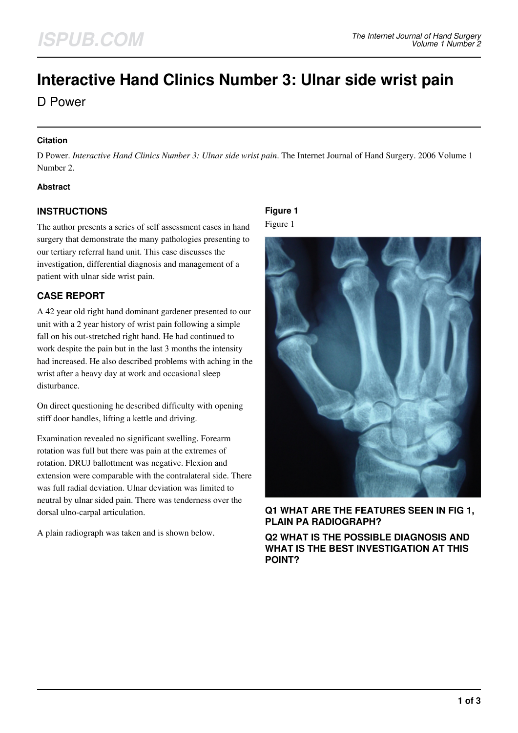# Interactive Hand Clinics Number 3: Ulnar side wrist pain

D Power

#### Citation

D Power. *Interactive Hand Clinics Number 3: Ulnar side wrist pain*. The Internet Journal of Hand Surgery. 2006 Volume 1 Number 2.

#### Abstract

## INSTRUCTIONS

The author presents a series of self assessment cases in hand surgery that demonstrate the many pathologies presenting to our tertiary referral hand unit. This case discusses the investigation, differential diagnosis and management of a patient with ulnar side wrist pain.

## CASE REPORT

A 42 year old right hand dominant gardener presented to our unit with a 2 year history of wrist pain following a simple fall on his out-stretched right hand. He had continued to work despite the pain but in the last 3 months the intensity had increased. He also described problems with aching in the wrist after a heavy day at work and occasional sleep disturbance.

On direct questioning he described difficulty with opening stiff door handles, lifting a kettle and driving.

Examination revealed no significant swelling. Forearm rotation was full but there was pain at the extremes of rotation. DRUJ ballottment was negative. Flexion and extension were comparable with the contralateral side. There was full radial deviation. Ulnar deviation was limited to neutral by ulnar sided pain. There was tenderness over the dorsal ulno-carpal articulation.

A plain radiograph was taken and is shown below.

**Figure 1**

Figure 1

### Q1 WHAT ARE THE FEATURES SEEN IN FIG 1, PLAIN PA RADIOGRAPH?

### Q2 WHAT IS THE POSSIBLE DIAGNOSIS AND WHAT IS THE BEST INVESTIGATION AT THIS POINT?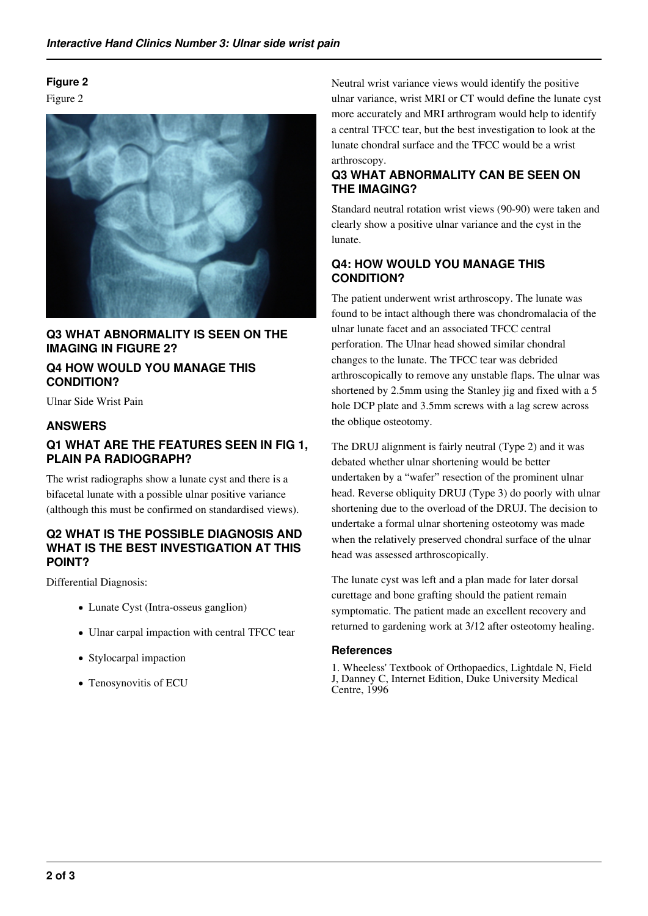## Figure 2

Figure 2

### Q3 WHAT ABNORMALITY IS SEEN ON THE IMAGING IN FIGURE 2?

### Q4 HOW WOULD YOU MANAGE THIS CONDITION?

Ulnar Side Wrist Pain

### ANSWERS

### Q1 WHAT ARE THE FEATURES SEEN IN FIG 1, PLAIN PA RADIOGRAPH?

The wrist radiographs show a lunate cyst and there is a bifacetal lunate with a possible ulnar positive variance (although this must be confirmed on standardised views).

### Q2 WHAT IS THE POSSIBLE DIAGNOSIS AND WHAT IS THE BEST INVESTIGATION AT THIS POINT?

Differential Diagnosis:

- Lunate Cyst (Intra-osseus ganglion)
- Ulnar carpal impaction with central TFCC tear
- Stylocarpal impaction
- Tenosynovitis of ECU

Neutral wrist variance views would identify the positive ulnar variance, wrist MRI or CT would define the lunate cyst more accurately and MRI arthrogram would help to identify a central TFCC tear, but the best investigation to look at the lunate chondral surface and the TFCC would be a wrist arthroscopy.

### Q3 WHAT ABNORMALITY CAN BE SEEN ON THE IMAGING?

Standard neutral rotation wrist views (90-90) were taken and clearly show a positive ulnar variance and the cyst in the lunate.

### Q4: HOW WOULD YOU MANAGE THIS CONDITION?

The patient underwent wrist arthroscopy. The lunate was found to be intact although there was chondromalacia of the ulnar lunate facet and an associated TFCC central perforation. The Ulnar head showed similar chondral changes to the lunate. The TFCC tear was debrided arthroscopically to remove any unstable flaps. The ulnar was shortened by 2.5mm using the Stanley jig and fixed with a 5 hole DCP plate and 3.5mm screws with a lag screw across the oblique osteotomy.

The DRUJ alignment is fairly neutral (Type 2) and it was debated whether ulnar shortening would be better undertaken by a "wafer" resection of the prominent ulnar head. Reverse obliquity DRUJ (Type 3) do poorly with ulnar shortening due to the overload of the DRUJ. The decision to undertake a formal ulnar shortening osteotomy was made when the relatively preserved chondral surface of the ulnar head was assessed arthroscopically.

The lunate cyst was left and a plan made for later dorsal curettage and bone grafting should the patient remain symptomatic. The patient made an excellent recovery and returned to gardening work at 3/12 after osteotomy healing.

### References

1. Wheeless' Textbook of Orthopaedics, Lightdale N, Field J, Danney C, Internet Edition, Duke University Medical Centre, 1996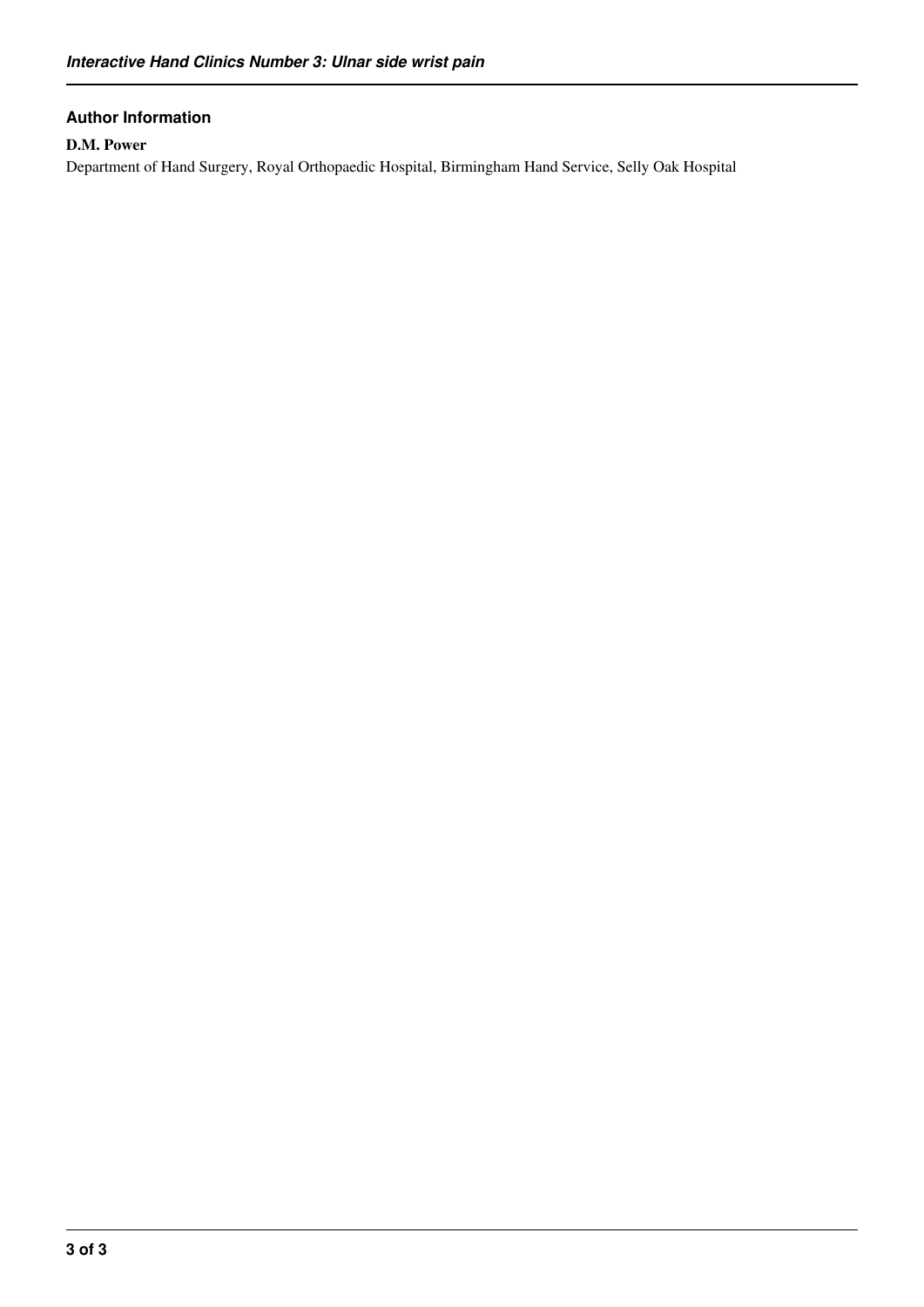## Author Information

**D.M. Power**

Department of Hand Surgery, Royal Orthopaedic Hospital, Birmingham Hand Service, Selly Oak Hospital